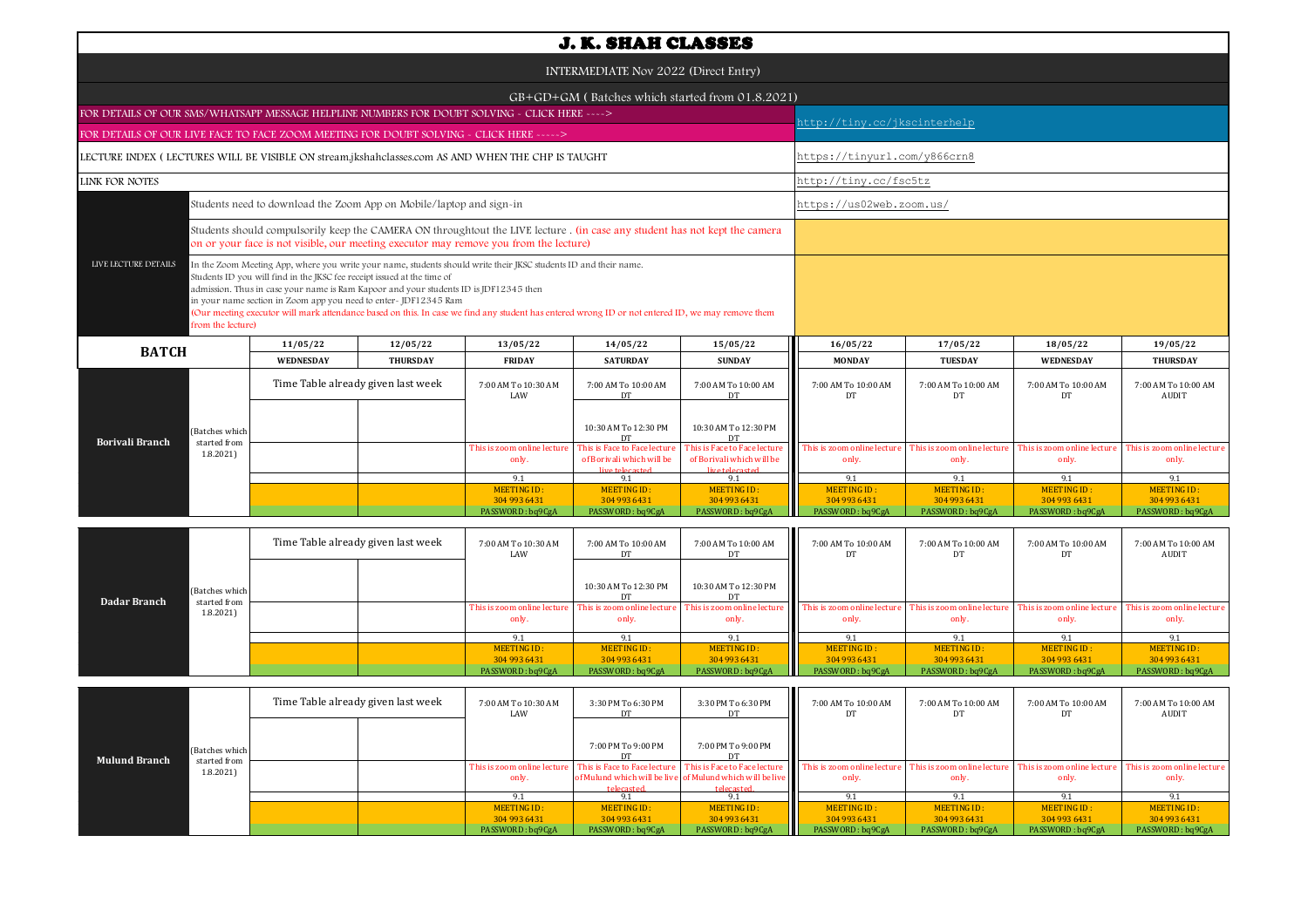# J. K. SHAH CLASSES

INTERMEDIATE Nov 2022 (Direct Entry)

GB+GD+GM ( Batches which started from 01.8.2021)

| | |
|---|---|
| FOR DETAILS OF OUR SMS/WHATSAPP MESSAGE HELPLINE NUMBERS FOR DOUBT SOLVING - CLICK HERE ----> | http://tiny.cc/jkscinterhelp |
| FOR DETAILS OF OUR LIVE FACE TO FACE ZOOM MEETING FOR DOUBT SOLVING - CLICK HERE -----> | |
| LECTURE INDEX ( LECTURES WILL BE VISIBLE ON stream.jkshahclasses.com AS AND WHEN THE CHP IS TAUGHT | https://tinyurl.com/y866crn8 |
| LINK FOR NOTES | http://tiny.cc/fsc5tz |

**LIVE LECTURE DETAILS**

- Students need to download the Zoom App on Mobile/laptop and sign-in — https://us02web.zoom.us/
- Students should compulsorily keep the CAMERA ON throughtout the LIVE lecture . (in case any student has not kept the camera on or your face is not visible, our meeting executor may remove you from the lecture)
- In the Zoom Meeting App, where you write your name, students should write their JKSC students ID and their name. Students ID you will find in the JKSC fee receipt issued at the time of admission. Thus in case your name is Ram Kapoor and your students ID is JDF12345 then in your name section in Zoom app you need to enter- JDF12345 Ram (Our meeting executor will mark attendance based on this. In case we find any student has entered wrong ID or not entered ID, we may remove them from the lecture)

| BATCH | | 11/05/22 | 12/05/22 | 13/05/22 | 14/05/22 | 15/05/22 | 16/05/22 | 17/05/22 | 18/05/22 | 19/05/22 |
|---|---|---|---|---|---|---|---|---|---|---|
| | | WEDNESDAY | THURSDAY | FRIDAY | SATURDAY | SUNDAY | MONDAY | TUESDAY | WEDNESDAY | THURSDAY |
| Borivali Branch | (Batches which started from 1.8.2021) | Time Table already given last week | | 7:00 AM To 10:30 AM LAW | 7:00 AM To 10:00 AM DT | 7:00 AM To 10:00 AM DT | 7:00 AM To 10:00 AM DT | 7:00 AM To 10:00 AM DT | 7:00 AM To 10:00 AM DT | 7:00 AM To 10:00 AM AUDIT |
| | | | | | 10:30 AM To 12:30 PM DT | 10:30 AM To 12:30 PM DT | | | | |
| | | | | This is zoom online lecture only. | This is Face to Face lecture of Borivali which will be live telecasted. | This is Face to Face lecture of Borivali which will be live telecasted. | This is zoom online lecture only. | This is zoom online lecture only. | This is zoom online lecture only. | This is zoom online lecture only. |
| | | | | 9.1 | 9.1 | 9.1 | 9.1 | 9.1 | 9.1 | 9.1 |
| | | | | MEETING ID : 304 993 6431 | MEETING ID : 304 993 6431 | MEETING ID : 304 993 6431 | MEETING ID : 304 993 6431 | MEETING ID : 304 993 6431 | MEETING ID : 304 993 6431 | MEETING ID : 304 993 6431 |
| | | | | PASSWORD : bq9CgA | PASSWORD : bq9CgA | PASSWORD : bq9CgA | PASSWORD : bq9CgA | PASSWORD : bq9CgA | PASSWORD : bq9CgA | PASSWORD : bq9CgA |
| Dadar Branch | (Batches which started from 1.8.2021) | Time Table already given last week | | 7:00 AM To 10:30 AM LAW | 7:00 AM To 10:00 AM DT | 7:00 AM To 10:00 AM DT | 7:00 AM To 10:00 AM DT | 7:00 AM To 10:00 AM DT | 7:00 AM To 10:00 AM DT | 7:00 AM To 10:00 AM AUDIT |
| | | | | | 10:30 AM To 12:30 PM DT | 10:30 AM To 12:30 PM DT | | | | |
| | | | | This is zoom online lecture only. | This is zoom online lecture only. | This is zoom online lecture only. | This is zoom online lecture only. | This is zoom online lecture only. | This is zoom online lecture only. | This is zoom online lecture only. |
| | | | | 9.1 | 9.1 | 9.1 | 9.1 | 9.1 | 9.1 | 9.1 |
| | | | | MEETING ID : 304 993 6431 | MEETING ID : 304 993 6431 | MEETING ID : 304 993 6431 | MEETING ID : 304 993 6431 | MEETING ID : 304 993 6431 | MEETING ID : 304 993 6431 | MEETING ID : 304 993 6431 |
| | | | | PASSWORD : bq9CgA | PASSWORD : bq9CgA | PASSWORD : bq9CgA | PASSWORD : bq9CgA | PASSWORD : bq9CgA | PASSWORD : bq9CgA | PASSWORD : bq9CgA |
| Mulund Branch | (Batches which started from 1.8.2021) | Time Table already given last week | | 7:00 AM To 10:30 AM LAW | 3:30 PM To 6:30 PM DT | 3:30 PM To 6:30 PM DT | 7:00 AM To 10:00 AM DT | 7:00 AM To 10:00 AM DT | 7:00 AM To 10:00 AM DT | 7:00 AM To 10:00 AM AUDIT |
| | | | | | 7:00 PM To 9:00 PM DT | 7:00 PM To 9:00 PM DT | | | | |
| | | | | This is zoom online lecture only. | This is Face to Face lecture of Mulund which will be live telecasted. | This is Face to Face lecture of Mulund which will be live telecasted. | This is zoom online lecture only. | This is zoom online lecture only. | This is zoom online lecture only. | This is zoom online lecture only. |
| | | | | 9.1 | 9.1 | 9.1 | 9.1 | 9.1 | 9.1 | 9.1 |
| | | | | MEETING ID : 304 993 6431 | MEETING ID : 304 993 6431 | MEETING ID : 304 993 6431 | MEETING ID : 304 993 6431 | MEETING ID : 304 993 6431 | MEETING ID : 304 993 6431 | MEETING ID : 304 993 6431 |
| | | | | PASSWORD : bq9CgA | PASSWORD : bq9CgA | PASSWORD : bq9CgA | PASSWORD : bq9CgA | PASSWORD : bq9CgA | PASSWORD : bq9CgA | PASSWORD : bq9CgA |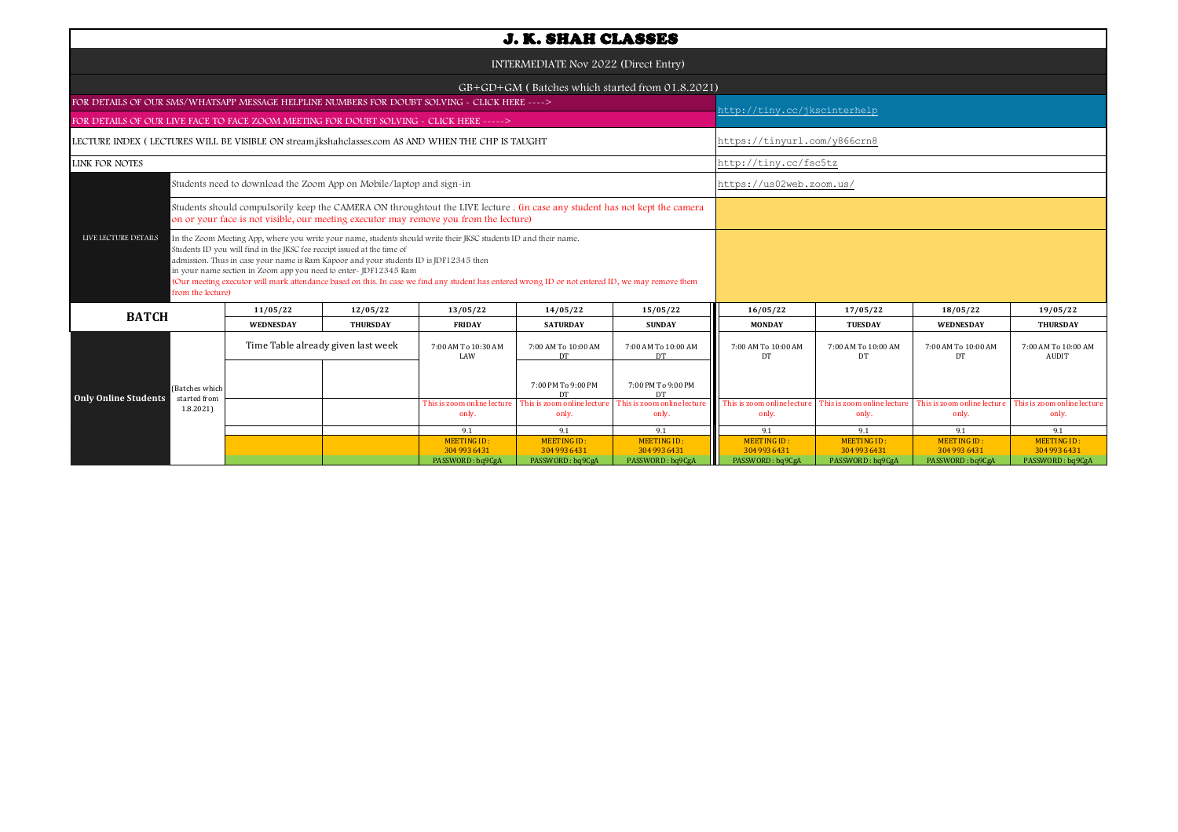# J. K. SHAH CLASSES

INTERMEDIATE Nov 2022 (Direct Entry)

GB+GD+GM ( Batches which started from 01.8.2021)

| | |
|---|---|
| FOR DETAILS OF OUR SMS/WHATSAPP MESSAGE HELPLINE NUMBERS FOR DOUBT SOLVING - CLICK HERE ----> | http://tiny.cc/jkscinterhelp |
| FOR DETAILS OF OUR LIVE FACE TO FACE ZOOM MEETING FOR DOUBT SOLVING - CLICK HERE -----> | |
| LECTURE INDEX ( LECTURES WILL BE VISIBLE ON stream.jkshahclasses.com AS AND WHEN THE CHP IS TAUGHT | https://tinyurl.com/y866crn8 |
| LINK FOR NOTES | http://tiny.cc/fsc5tz |

**LIVE LECTURE DETAILS**

- Students need to download the Zoom App on Mobile/laptop and sign-in — https://us02web.zoom.us/
- Students should compulsorily keep the CAMERA ON throughtout the LIVE lecture . (in case any student has not kept the camera on or your face is not visible, our meeting executor may remove you from the lecture)
- In the Zoom Meeting App, where you write your name, students should write their JKSC students ID and their name. Students ID you will find in the JKSC fee receipt issued at the time of admission. Thus in case your name is Ram Kapoor and your students ID is JDF12345 then in your name section in Zoom app you need to enter- JDF12345 Ram (Our meeting executor will mark attendance based on this. In case we find any student has entered wrong ID or not entered ID, we may remove them from the lecture)

| BATCH | | 11/05/22 | 12/05/22 | 13/05/22 | 14/05/22 | 15/05/22 | 16/05/22 | 17/05/22 | 18/05/22 | 19/05/22 |
|---|---|---|---|---|---|---|---|---|---|---|
| | | WEDNESDAY | THURSDAY | FRIDAY | SATURDAY | SUNDAY | MONDAY | TUESDAY | WEDNESDAY | THURSDAY |
| Only Online Students | (Batches which started from 1.8.2021) | Time Table already given last week | | 7:00 AM To 10:30 AM LAW | 7:00 AM To 10:00 AM DT | 7:00 AM To 10:00 AM DT | 7:00 AM To 10:00 AM DT | 7:00 AM To 10:00 AM DT | 7:00 AM To 10:00 AM DT | 7:00 AM To 10:00 AM AUDIT |
| | | | | | 7:00 PM To 9:00 PM DT | 7:00 PM To 9:00 PM DT | | | | |
| | | | | This is zoom online lecture only. | This is zoom online lecture only. | This is zoom online lecture only. | This is zoom online lecture only. | This is zoom online lecture only. | This is zoom online lecture only. | This is zoom online lecture only. |
| | | | | 9.1 | 9.1 | 9.1 | 9.1 | 9.1 | 9.1 | 9.1 |
| | | | | MEETING ID : 304 993 6431 | MEETING ID : 304 993 6431 | MEETING ID : 304 993 6431 | MEETING ID : 304 993 6431 | MEETING ID : 304 993 6431 | MEETING ID : 304 993 6431 | MEETING ID : 304 993 6431 |
| | | | | PASSWORD : bq9CgA | PASSWORD : bq9CgA | PASSWORD : bq9CgA | PASSWORD : bq9CgA | PASSWORD : bq9CgA | PASSWORD : bq9CgA | PASSWORD : bq9CgA |